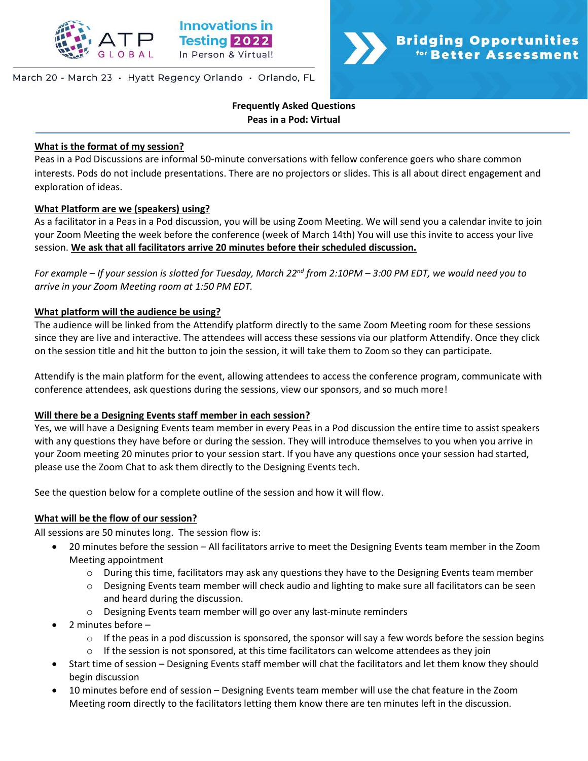ATP GLOBAL Innovations in Testing 2022 In Person & Virtual!

March 20 - March 23 · Hyatt Regency Orlando · Orlando, FL

Bridging Opportunities for Better Assessment

**Frequently Asked Questions**
**Peas in a Pod: Virtual**

**What is the format of my session?**

Peas in a Pod Discussions are informal 50-minute conversations with fellow conference goers who share common interests. Pods do not include presentations. There are no projectors or slides. This is all about direct engagement and exploration of ideas.

**What Platform are we (speakers) using?**

As a facilitator in a Peas in a Pod discussion, you will be using Zoom Meeting. We will send you a calendar invite to join your Zoom Meeting the week before the conference (week of March 14th) You will use this invite to access your live session. **We ask that all facilitators arrive 20 minutes before their scheduled discussion.**

*For example – If your session is slotted for Tuesday, March 22nd from 2:10PM – 3:00 PM EDT, we would need you to arrive in your Zoom Meeting room at 1:50 PM EDT.*

**What platform will the audience be using?**

The audience will be linked from the Attendify platform directly to the same Zoom Meeting room for these sessions since they are live and interactive. The attendees will access these sessions via our platform Attendify. Once they click on the session title and hit the button to join the session, it will take them to Zoom so they can participate.

Attendify is the main platform for the event, allowing attendees to access the conference program, communicate with conference attendees, ask questions during the sessions, view our sponsors, and so much more!

**Will there be a Designing Events staff member in each session?**

Yes, we will have a Designing Events team member in every Peas in a Pod discussion the entire time to assist speakers with any questions they have before or during the session. They will introduce themselves to you when you arrive in your Zoom meeting 20 minutes prior to your session start. If you have any questions once your session had started, please use the Zoom Chat to ask them directly to the Designing Events tech.

See the question below for a complete outline of the session and how it will flow.

**What will be the flow of our session?**

All sessions are 50 minutes long. The session flow is:

- 20 minutes before the session – All facilitators arrive to meet the Designing Events team member in the Zoom Meeting appointment
  - During this time, facilitators may ask any questions they have to the Designing Events team member
  - Designing Events team member will check audio and lighting to make sure all facilitators can be seen and heard during the discussion.
  - Designing Events team member will go over any last-minute reminders
- 2 minutes before –
  - If the peas in a pod discussion is sponsored, the sponsor will say a few words before the session begins
  - If the session is not sponsored, at this time facilitators can welcome attendees as they join
- Start time of session – Designing Events staff member will chat the facilitators and let them know they should begin discussion
- 10 minutes before end of session – Designing Events team member will use the chat feature in the Zoom Meeting room directly to the facilitators letting them know there are ten minutes left in the discussion.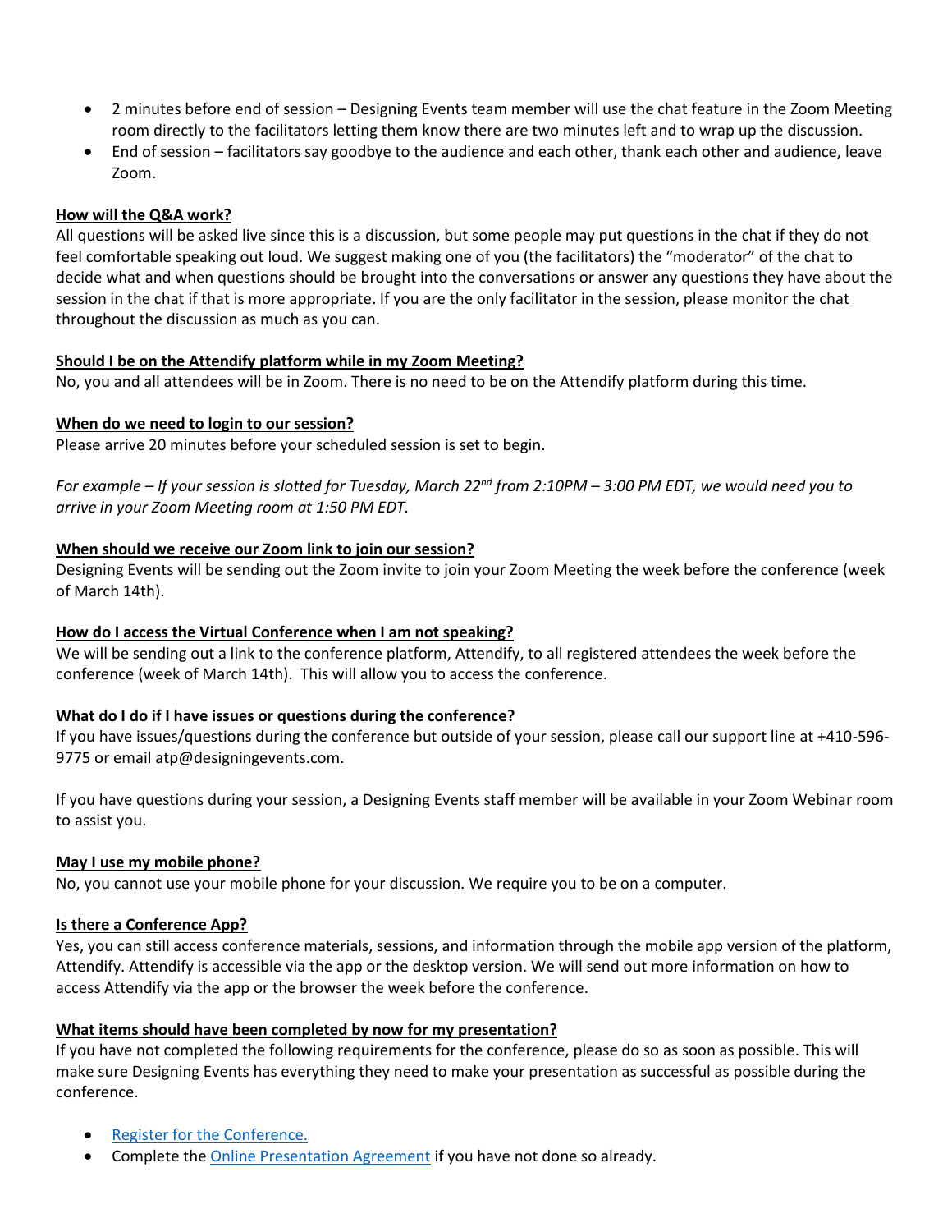- 2 minutes before end of session – Designing Events team member will use the chat feature in the Zoom Meeting room directly to the facilitators letting them know there are two minutes left and to wrap up the discussion.
- End of session – facilitators say goodbye to the audience and each other, thank each other and audience, leave Zoom.

**How will the Q&A work?**

All questions will be asked live since this is a discussion, but some people may put questions in the chat if they do not feel comfortable speaking out loud. We suggest making one of you (the facilitators) the "moderator" of the chat to decide what and when questions should be brought into the conversations or answer any questions they have about the session in the chat if that is more appropriate. If you are the only facilitator in the session, please monitor the chat throughout the discussion as much as you can.

**Should I be on the Attendify platform while in my Zoom Meeting?**

No, you and all attendees will be in Zoom. There is no need to be on the Attendify platform during this time.

**When do we need to login to our session?**

Please arrive 20 minutes before your scheduled session is set to begin.

*For example – If your session is slotted for Tuesday, March 22nd from 2:10PM – 3:00 PM EDT, we would need you to arrive in your Zoom Meeting room at 1:50 PM EDT.*

**When should we receive our Zoom link to join our session?**

Designing Events will be sending out the Zoom invite to join your Zoom Meeting the week before the conference (week of March 14th).

**How do I access the Virtual Conference when I am not speaking?**

We will be sending out a link to the conference platform, Attendify, to all registered attendees the week before the conference (week of March 14th). This will allow you to access the conference.

**What do I do if I have issues or questions during the conference?**

If you have issues/questions during the conference but outside of your session, please call our support line at +410-596-9775 or email atp@designingevents.com.

If you have questions during your session, a Designing Events staff member will be available in your Zoom Webinar room to assist you.

**May I use my mobile phone?**

No, you cannot use your mobile phone for your discussion. We require you to be on a computer.

**Is there a Conference App?**

Yes, you can still access conference materials, sessions, and information through the mobile app version of the platform, Attendify. Attendify is accessible via the app or the desktop version. We will send out more information on how to access Attendify via the app or the browser the week before the conference.

**What items should have been completed by now for my presentation?**

If you have not completed the following requirements for the conference, please do so as soon as possible. This will make sure Designing Events has everything they need to make your presentation as successful as possible during the conference.

- Register for the Conference.
- Complete the Online Presentation Agreement if you have not done so already.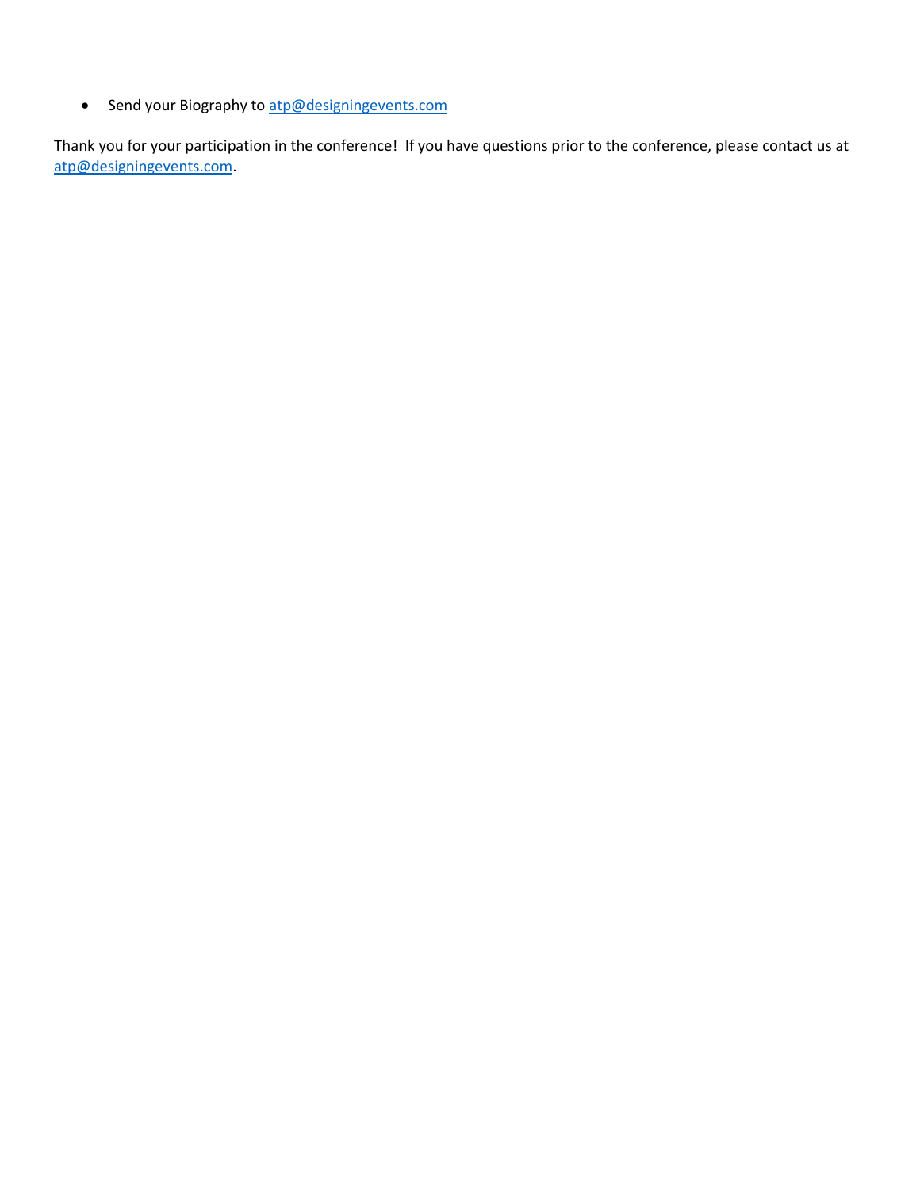- Send your Biography to atp@designingevents.com

Thank you for your participation in the conference! If you have questions prior to the conference, please contact us at atp@designingevents.com.